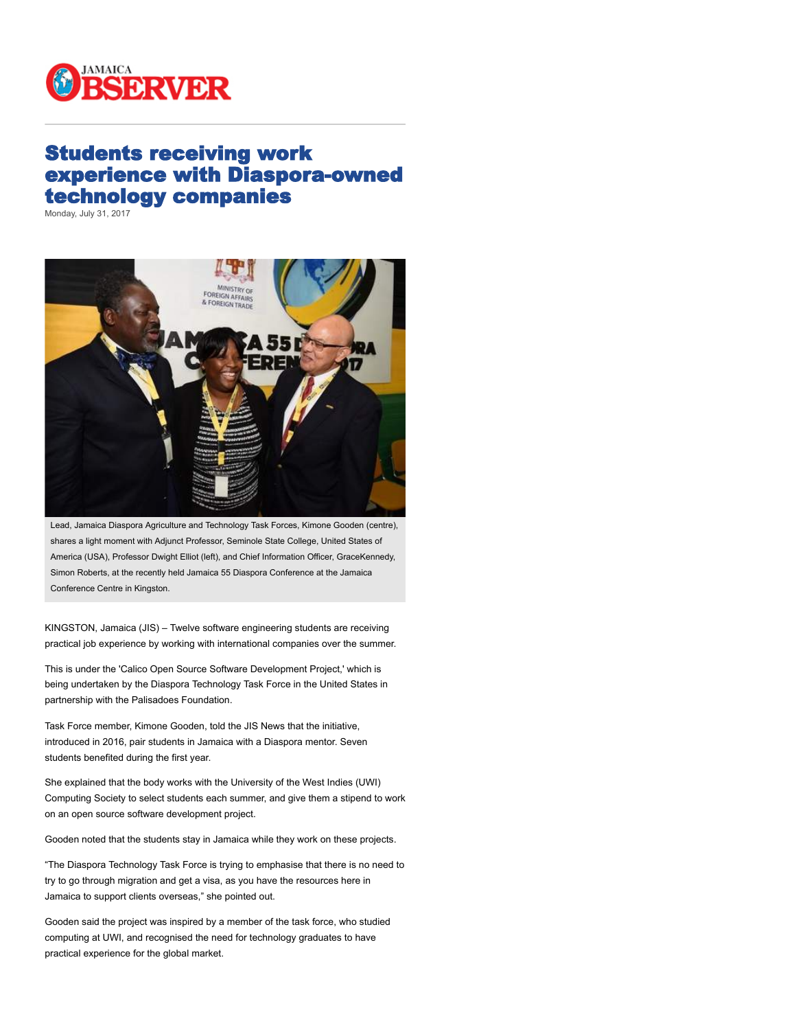# Students receiving work experience with Diaspora-owned technology companies

Monday, July 31, 2017

Lead, Jamaica Diaspora Agriculture and Technology Task Forces, Kimone Gooden (centre), shares a light moment with Adjunct Professor, Seminole State College, United States of America (USA), Professor Dwight Elliot (left), and Chief Information Officer, GraceKennedy, Simon Roberts, at the recently held Jamaica 55 Diaspora Conference at the Jamaica Conference Centre in Kingston.

KINGSTON, Jamaica (JIS) – Twelve software engineering students are receiving practical job experience by working with international companies over the summer.

This is under the 'Calico Open Source Software Development Project,' which is being undertaken by the Diaspora Technology Task Force in the United States in partnership with the Palisadoes Foundation.

Task Force member, Kimone Gooden, told the JIS News that the initiative, introduced in 2016, pair students in Jamaica with a Diaspora mentor. Seven students benefited during the first year.

She explained that the body works with the University of the West Indies (UWI) Computing Society to select students each summer, and give them a stipend to work on an open source software development project.

Gooden noted that the students stay in Jamaica while they work on these projects.

"The Diaspora Technology Task Force is trying to emphasise that there is no need to try to go through migration and get a visa, as you have the resources here in Jamaica to support clients overseas," she pointed out.

Gooden said the project was inspired by a member of the task force, who studied computing at UWI, and recognised the need for technology graduates to have practical experience for the global market.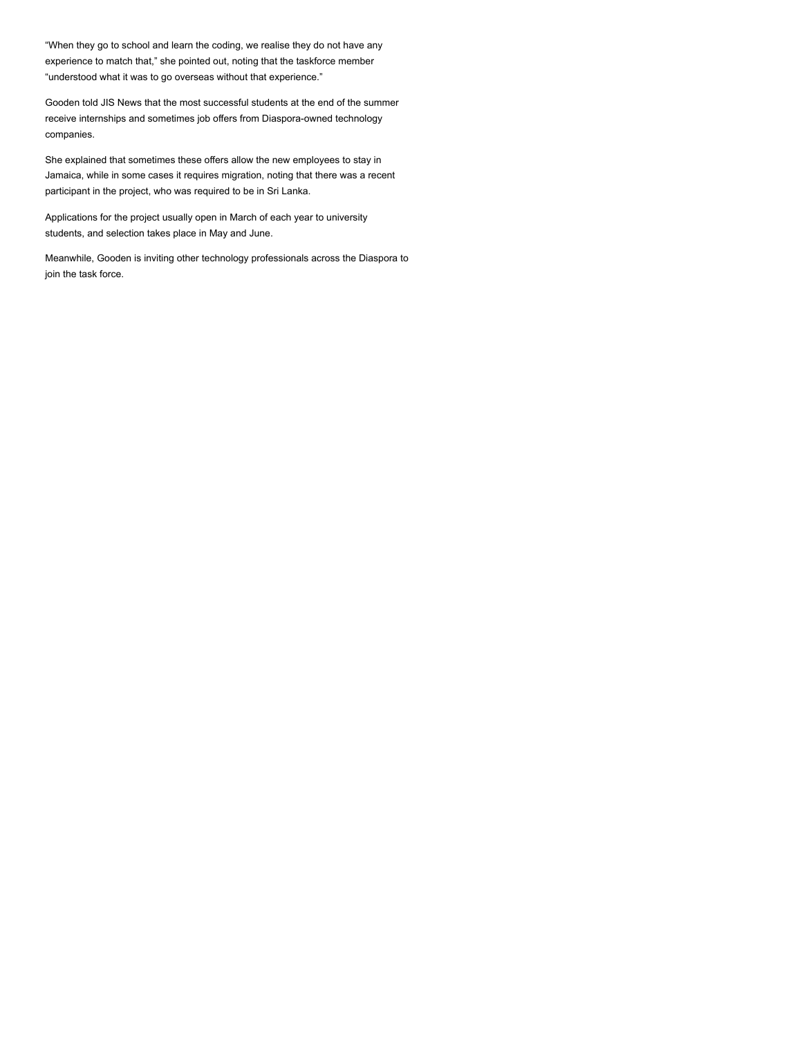"When they go to school and learn the coding, we realise they do not have any experience to match that," she pointed out, noting that the taskforce member "understood what it was to go overseas without that experience."

Gooden told JIS News that the most successful students at the end of the summer receive internships and sometimes job offers from Diaspora-owned technology companies.

She explained that sometimes these offers allow the new employees to stay in Jamaica, while in some cases it requires migration, noting that there was a recent participant in the project, who was required to be in Sri Lanka.

Applications for the project usually open in March of each year to university students, and selection takes place in May and June.

Meanwhile, Gooden is inviting other technology professionals across the Diaspora to join the task force.